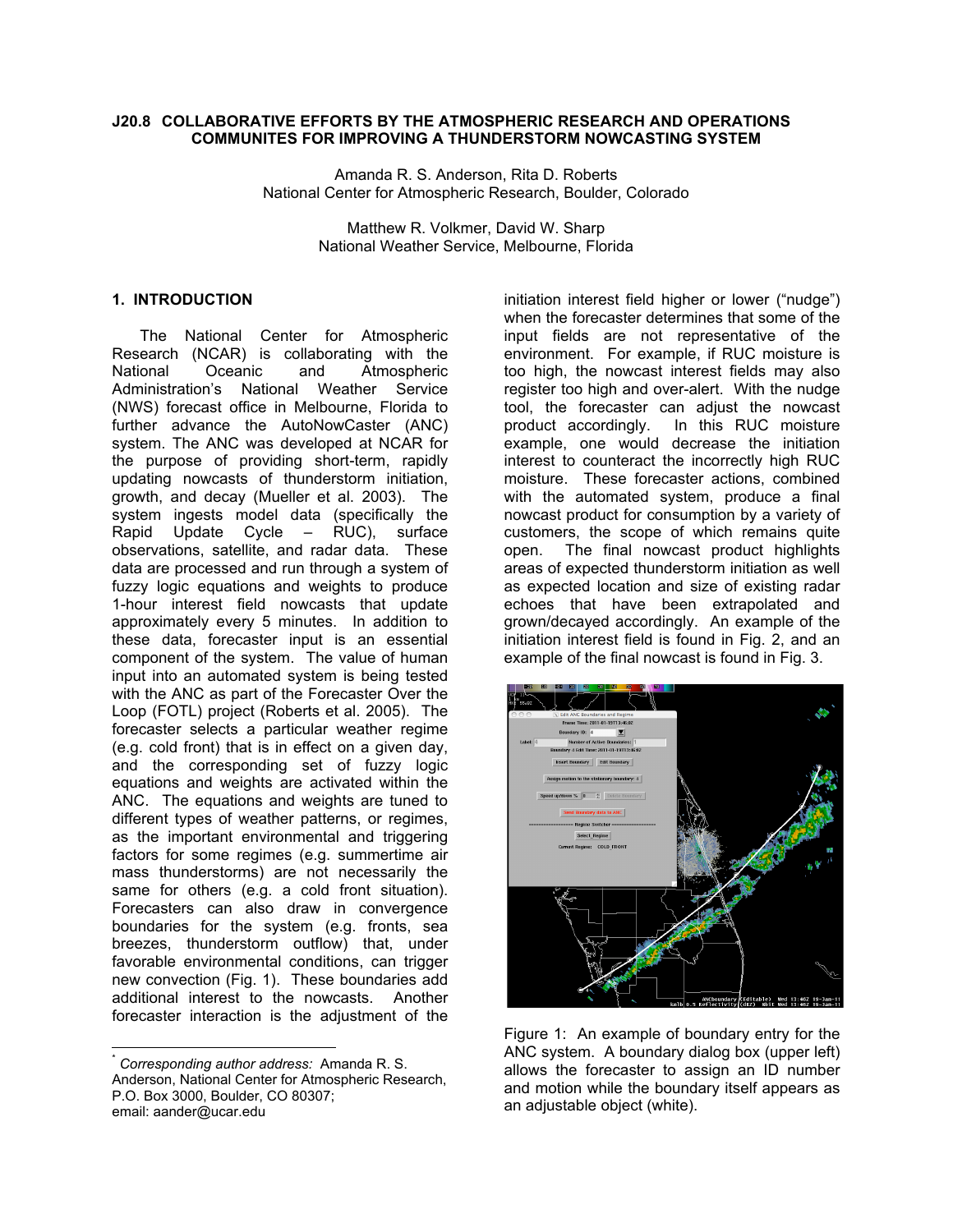# J20.8 COLLABORATIVE EFFORTS BY THE ATMOSPHERIC RESEARCH AND OPERATIONS COMMUNITES FOR IMPROVING A THUNDERSTORM NOWCASTING SYSTEM

Amanda R. S. Anderson, Rita D. Roberts
National Center for Atmospheric Research, Boulder, Colorado

Matthew R. Volkmer, David W. Sharp
National Weather Service, Melbourne, Florida

## 1. INTRODUCTION

The National Center for Atmospheric Research (NCAR) is collaborating with the National Oceanic and Atmospheric Administration's National Weather Service (NWS) forecast office in Melbourne, Florida to further advance the AutoNowCaster (ANC) system. The ANC was developed at NCAR for the purpose of providing short-term, rapidly updating nowcasts of thunderstorm initiation, growth, and decay (Mueller et al. 2003). The system ingests model data (specifically the Rapid Update Cycle – RUC), surface observations, satellite, and radar data. These data are processed and run through a system of fuzzy logic equations and weights to produce 1-hour interest field nowcasts that update approximately every 5 minutes. In addition to these data, forecaster input is an essential component of the system. The value of human input into an automated system is being tested with the ANC as part of the Forecaster Over the Loop (FOTL) project (Roberts et al. 2005). The forecaster selects a particular weather regime (e.g. cold front) that is in effect on a given day, and the corresponding set of fuzzy logic equations and weights are activated within the ANC. The equations and weights are tuned to different types of weather patterns, or regimes, as the important environmental and triggering factors for some regimes (e.g. summertime air mass thunderstorms) are not necessarily the same for others (e.g. a cold front situation). Forecasters can also draw in convergence boundaries for the system (e.g. fronts, sea breezes, thunderstorm outflow) that, under favorable environmental conditions, can trigger new convection (Fig. 1). These boundaries add additional interest to the nowcasts. Another forecaster interaction is the adjustment of the initiation interest field higher or lower ("nudge") when the forecaster determines that some of the input fields are not representative of the environment. For example, if RUC moisture is too high, the nowcast interest fields may also register too high and over-alert. With the nudge tool, the forecaster can adjust the nowcast product accordingly. In this RUC moisture example, one would decrease the initiation interest to counteract the incorrectly high RUC moisture. These forecaster actions, combined with the automated system, produce a final nowcast product for consumption by a variety of customers, the scope of which remains quite open. The final nowcast product highlights areas of expected thunderstorm initiation as well as expected location and size of existing radar echoes that have been extrapolated and grown/decayed accordingly. An example of the initiation interest field is found in Fig. 2, and an example of the final nowcast is found in Fig. 3.

Figure 1: An example of boundary entry for the ANC system. A boundary dialog box (upper left) allows the forecaster to assign an ID number and motion while the boundary itself appears as an adjustable object (white).

---

\* *Corresponding author address:* Amanda R. S. Anderson, National Center for Atmospheric Research, P.O. Box 3000, Boulder, CO 80307; email: aander@ucar.edu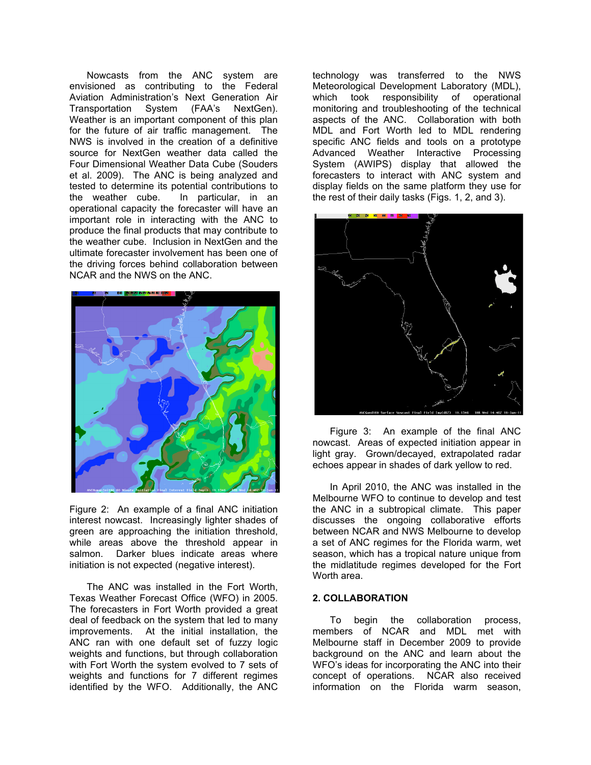Nowcasts from the ANC system are envisioned as contributing to the Federal Aviation Administration's Next Generation Air Transportation System (FAA's NextGen). Weather is an important component of this plan for the future of air traffic management. The NWS is involved in the creation of a definitive source for NextGen weather data called the Four Dimensional Weather Data Cube (Souders et al. 2009). The ANC is being analyzed and tested to determine its potential contributions to the weather cube. In particular, in an operational capacity the forecaster will have an important role in interacting with the ANC to produce the final products that may contribute to the weather cube. Inclusion in NextGen and the ultimate forecaster involvement has been one of the driving forces behind collaboration between NCAR and the NWS on the ANC.

Figure 2: An example of a final ANC initiation interest nowcast. Increasingly lighter shades of green are approaching the initiation threshold, while areas above the threshold appear in salmon. Darker blues indicate areas where initiation is not expected (negative interest).

The ANC was installed in the Fort Worth, Texas Weather Forecast Office (WFO) in 2005. The forecasters in Fort Worth provided a great deal of feedback on the system that led to many improvements. At the initial installation, the ANC ran with one default set of fuzzy logic weights and functions, but through collaboration with Fort Worth the system evolved to 7 sets of weights and functions for 7 different regimes identified by the WFO. Additionally, the ANC technology was transferred to the NWS Meteorological Development Laboratory (MDL), which took responsibility of operational monitoring and troubleshooting of the technical aspects of the ANC. Collaboration with both MDL and Fort Worth led to MDL rendering specific ANC fields and tools on a prototype Advanced Weather Interactive Processing System (AWIPS) display that allowed the forecasters to interact with ANC system and display fields on the same platform they use for the rest of their daily tasks (Figs. 1, 2, and 3).

Figure 3: An example of the final ANC nowcast. Areas of expected initiation appear in light gray. Grown/decayed, extrapolated radar echoes appear in shades of dark yellow to red.

In April 2010, the ANC was installed in the Melbourne WFO to continue to develop and test the ANC in a subtropical climate. This paper discusses the ongoing collaborative efforts between NCAR and NWS Melbourne to develop a set of ANC regimes for the Florida warm, wet season, which has a tropical nature unique from the midlatitude regimes developed for the Fort Worth area.

## 2. COLLABORATION

To begin the collaboration process, members of NCAR and MDL met with Melbourne staff in December 2009 to provide background on the ANC and learn about the WFO's ideas for incorporating the ANC into their concept of operations. NCAR also received information on the Florida warm season,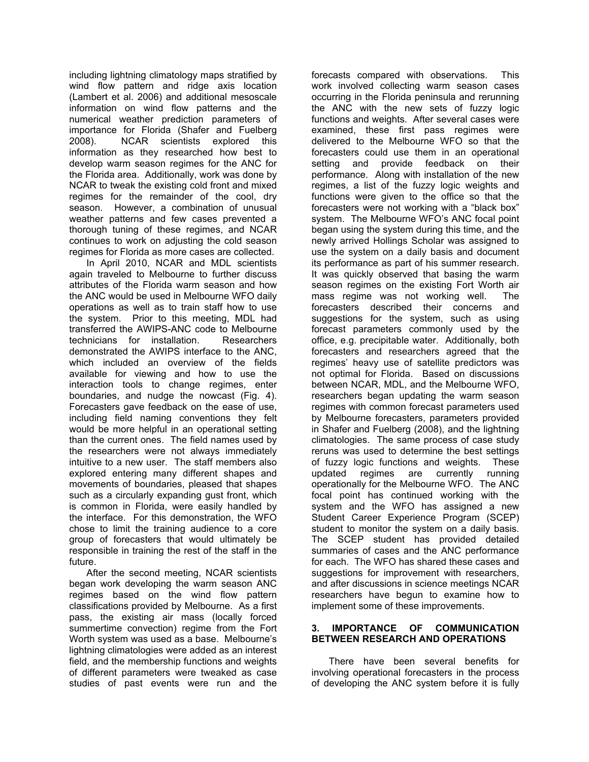including lightning climatology maps stratified by wind flow pattern and ridge axis location (Lambert et al. 2006) and additional mesoscale information on wind flow patterns and the numerical weather prediction parameters of importance for Florida (Shafer and Fuelberg 2008). NCAR scientists explored this information as they researched how best to develop warm season regimes for the ANC for the Florida area. Additionally, work was done by NCAR to tweak the existing cold front and mixed regimes for the remainder of the cool, dry season. However, a combination of unusual weather patterns and few cases prevented a thorough tuning of these regimes, and NCAR continues to work on adjusting the cold season regimes for Florida as more cases are collected.

In April 2010, NCAR and MDL scientists again traveled to Melbourne to further discuss attributes of the Florida warm season and how the ANC would be used in Melbourne WFO daily operations as well as to train staff how to use the system. Prior to this meeting, MDL had transferred the AWIPS-ANC code to Melbourne technicians for installation. Researchers demonstrated the AWIPS interface to the ANC, which included an overview of the fields available for viewing and how to use the interaction tools to change regimes, enter boundaries, and nudge the nowcast (Fig. 4). Forecasters gave feedback on the ease of use, including field naming conventions they felt would be more helpful in an operational setting than the current ones. The field names used by the researchers were not always immediately intuitive to a new user. The staff members also explored entering many different shapes and movements of boundaries, pleased that shapes such as a circularly expanding gust front, which is common in Florida, were easily handled by the interface. For this demonstration, the WFO chose to limit the training audience to a core group of forecasters that would ultimately be responsible in training the rest of the staff in the future.

After the second meeting, NCAR scientists began work developing the warm season ANC regimes based on the wind flow pattern classifications provided by Melbourne. As a first pass, the existing air mass (locally forced summertime convection) regime from the Fort Worth system was used as a base. Melbourne's lightning climatologies were added as an interest field, and the membership functions and weights of different parameters were tweaked as case studies of past events were run and the forecasts compared with observations. This work involved collecting warm season cases occurring in the Florida peninsula and rerunning the ANC with the new sets of fuzzy logic functions and weights. After several cases were examined, these first pass regimes were delivered to the Melbourne WFO so that the forecasters could use them in an operational setting and provide feedback on their performance. Along with installation of the new regimes, a list of the fuzzy logic weights and functions were given to the office so that the forecasters were not working with a "black box" system. The Melbourne WFO's ANC focal point began using the system during this time, and the newly arrived Hollings Scholar was assigned to use the system on a daily basis and document its performance as part of his summer research. It was quickly observed that basing the warm season regimes on the existing Fort Worth air mass regime was not working well. The forecasters described their concerns and suggestions for the system, such as using forecast parameters commonly used by the office, e.g. precipitable water. Additionally, both forecasters and researchers agreed that the regimes' heavy use of satellite predictors was not optimal for Florida. Based on discussions between NCAR, MDL, and the Melbourne WFO, researchers began updating the warm season regimes with common forecast parameters used by Melbourne forecasters, parameters provided in Shafer and Fuelberg (2008), and the lightning climatologies. The same process of case study reruns was used to determine the best settings of fuzzy logic functions and weights. These updated regimes are currently running operationally for the Melbourne WFO. The ANC focal point has continued working with the system and the WFO has assigned a new Student Career Experience Program (SCEP) student to monitor the system on a daily basis. The SCEP student has provided detailed summaries of cases and the ANC performance for each. The WFO has shared these cases and suggestions for improvement with researchers, and after discussions in science meetings NCAR researchers have begun to examine how to implement some of these improvements.

## 3. IMPORTANCE OF COMMUNICATION BETWEEN RESEARCH AND OPERATIONS

There have been several benefits for involving operational forecasters in the process of developing the ANC system before it is fully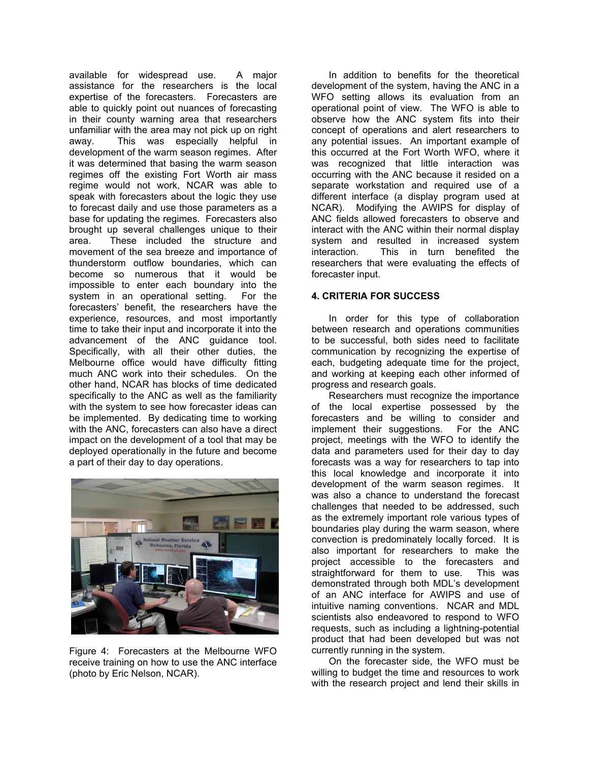available for widespread use. A major assistance for the researchers is the local expertise of the forecasters. Forecasters are able to quickly point out nuances of forecasting in their county warning area that researchers unfamiliar with the area may not pick up on right away. This was especially helpful in development of the warm season regimes. After it was determined that basing the warm season regimes off the existing Fort Worth air mass regime would not work, NCAR was able to speak with forecasters about the logic they use to forecast daily and use those parameters as a base for updating the regimes. Forecasters also brought up several challenges unique to their area. These included the structure and movement of the sea breeze and importance of thunderstorm outflow boundaries, which can become so numerous that it would be impossible to enter each boundary into the system in an operational setting. For the forecasters' benefit, the researchers have the experience, resources, and most importantly time to take their input and incorporate it into the advancement of the ANC guidance tool. Specifically, with all their other duties, the Melbourne office would have difficulty fitting much ANC work into their schedules. On the other hand, NCAR has blocks of time dedicated specifically to the ANC as well as the familiarity with the system to see how forecaster ideas can be implemented. By dedicating time to working with the ANC, forecasters can also have a direct impact on the development of a tool that may be deployed operationally in the future and become a part of their day to day operations.

Figure 4: Forecasters at the Melbourne WFO receive training on how to use the ANC interface (photo by Eric Nelson, NCAR).

In addition to benefits for the theoretical development of the system, having the ANC in a WFO setting allows its evaluation from an operational point of view. The WFO is able to observe how the ANC system fits into their concept of operations and alert researchers to any potential issues. An important example of this occurred at the Fort Worth WFO, where it was recognized that little interaction was occurring with the ANC because it resided on a separate workstation and required use of a different interface (a display program used at NCAR). Modifying the AWIPS for display of ANC fields allowed forecasters to observe and interact with the ANC within their normal display system and resulted in increased system interaction. This in turn benefited the researchers that were evaluating the effects of forecaster input.

## 4. CRITERIA FOR SUCCESS

In order for this type of collaboration between research and operations communities to be successful, both sides need to facilitate communication by recognizing the expertise of each, budgeting adequate time for the project, and working at keeping each other informed of progress and research goals.

Researchers must recognize the importance of the local expertise possessed by the forecasters and be willing to consider and implement their suggestions. For the ANC project, meetings with the WFO to identify the data and parameters used for their day to day forecasts was a way for researchers to tap into this local knowledge and incorporate it into development of the warm season regimes. It was also a chance to understand the forecast challenges that needed to be addressed, such as the extremely important role various types of boundaries play during the warm season, where convection is predominately locally forced. It is also important for researchers to make the project accessible to the forecasters and straightforward for them to use. This was demonstrated through both MDL's development of an ANC interface for AWIPS and use of intuitive naming conventions. NCAR and MDL scientists also endeavored to respond to WFO requests, such as including a lightning-potential product that had been developed but was not currently running in the system.

On the forecaster side, the WFO must be willing to budget the time and resources to work with the research project and lend their skills in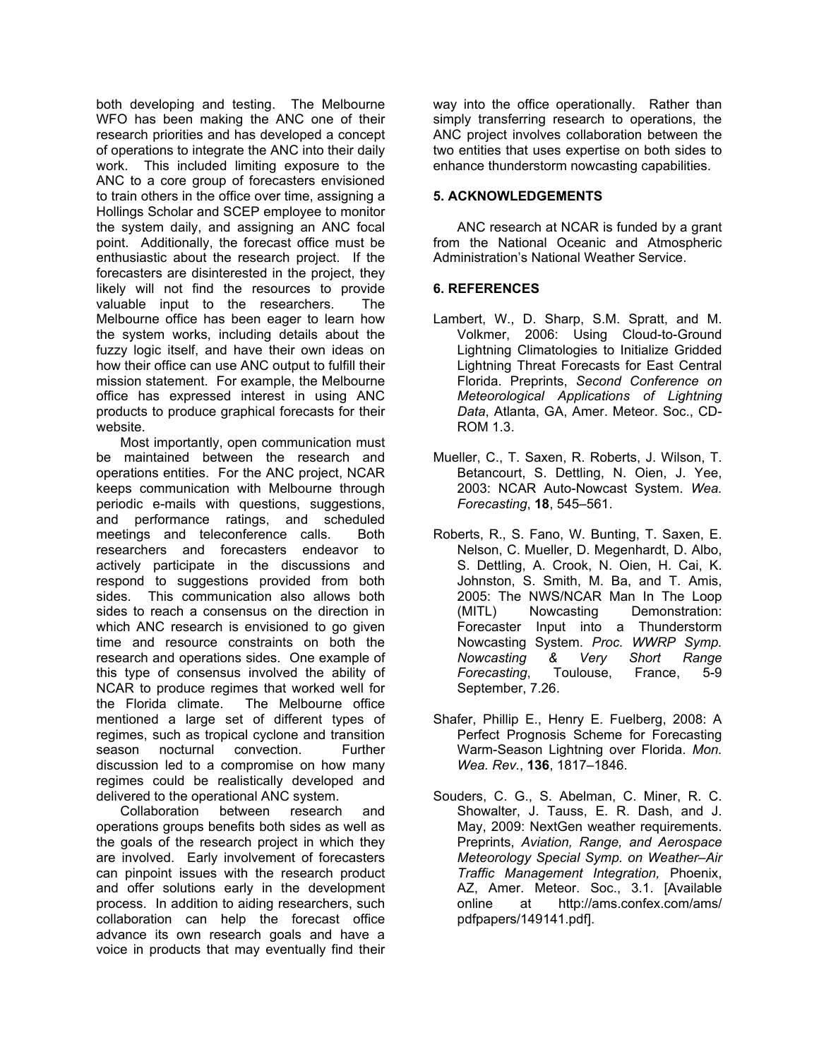both developing and testing. The Melbourne WFO has been making the ANC one of their research priorities and has developed a concept of operations to integrate the ANC into their daily work. This included limiting exposure to the ANC to a core group of forecasters envisioned to train others in the office over time, assigning a Hollings Scholar and SCEP employee to monitor the system daily, and assigning an ANC focal point. Additionally, the forecast office must be enthusiastic about the research project. If the forecasters are disinterested in the project, they likely will not find the resources to provide valuable input to the researchers. The Melbourne office has been eager to learn how the system works, including details about the fuzzy logic itself, and have their own ideas on how their office can use ANC output to fulfill their mission statement. For example, the Melbourne office has expressed interest in using ANC products to produce graphical forecasts for their website.

Most importantly, open communication must be maintained between the research and operations entities. For the ANC project, NCAR keeps communication with Melbourne through periodic e-mails with questions, suggestions, and performance ratings, and scheduled meetings and teleconference calls. Both researchers and forecasters endeavor to actively participate in the discussions and respond to suggestions provided from both sides. This communication also allows both sides to reach a consensus on the direction in which ANC research is envisioned to go given time and resource constraints on both the research and operations sides. One example of this type of consensus involved the ability of NCAR to produce regimes that worked well for the Florida climate. The Melbourne office mentioned a large set of different types of regimes, such as tropical cyclone and transition season nocturnal convection. Further discussion led to a compromise on how many regimes could be realistically developed and delivered to the operational ANC system.

Collaboration between research and operations groups benefits both sides as well as the goals of the research project in which they are involved. Early involvement of forecasters can pinpoint issues with the research product and offer solutions early in the development process. In addition to aiding researchers, such collaboration can help the forecast office advance its own research goals and have a voice in products that may eventually find their way into the office operationally. Rather than simply transferring research to operations, the ANC project involves collaboration between the two entities that uses expertise on both sides to enhance thunderstorm nowcasting capabilities.

## 5. ACKNOWLEDGEMENTS

ANC research at NCAR is funded by a grant from the National Oceanic and Atmospheric Administration's National Weather Service.

## 6. REFERENCES

Lambert, W., D. Sharp, S.M. Spratt, and M. Volkmer, 2006: Using Cloud-to-Ground Lightning Climatologies to Initialize Gridded Lightning Threat Forecasts for East Central Florida. Preprints, *Second Conference on Meteorological Applications of Lightning Data*, Atlanta, GA, Amer. Meteor. Soc., CD-ROM 1.3.

Mueller, C., T. Saxen, R. Roberts, J. Wilson, T. Betancourt, S. Dettling, N. Oien, J. Yee, 2003: NCAR Auto-Nowcast System. *Wea. Forecasting*, **18**, 545–561.

Roberts, R., S. Fano, W. Bunting, T. Saxen, E. Nelson, C. Mueller, D. Megenhardt, D. Albo, S. Dettling, A. Crook, N. Oien, H. Cai, K. Johnston, S. Smith, M. Ba, and T. Amis, 2005: The NWS/NCAR Man In The Loop (MITL) Nowcasting Demonstration: Forecaster Input into a Thunderstorm Nowcasting System. *Proc. WWRP Symp. Nowcasting & Very Short Range Forecasting*, Toulouse, France, 5-9 September, 7.26.

Shafer, Phillip E., Henry E. Fuelberg, 2008: A Perfect Prognosis Scheme for Forecasting Warm-Season Lightning over Florida. *Mon. Wea. Rev.*, **136**, 1817–1846.

Souders, C. G., S. Abelman, C. Miner, R. C. Showalter, J. Tauss, E. R. Dash, and J. May, 2009: NextGen weather requirements. Preprints, *Aviation, Range, and Aerospace Meteorology Special Symp. on Weather–Air Traffic Management Integration,* Phoenix, AZ, Amer. Meteor. Soc., 3.1. [Available online at http://ams.confex.com/ams/pdfpapers/149141.pdf].